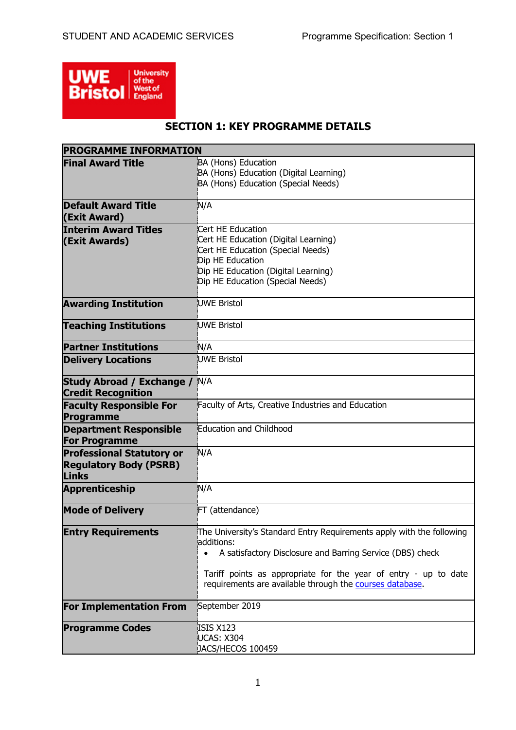# SECTION 1: KEY PROGRAMME DETAILS

| PROGRAMME INFORMATION | |
|---|---|
| **Final Award Title** | BA (Hons) Education<br>BA (Hons) Education (Digital Learning)<br>BA (Hons) Education (Special Needs) |
| **Default Award Title (Exit Award)** | N/A |
| **Interim Award Titles (Exit Awards)** | Cert HE Education<br>Cert HE Education (Digital Learning)<br>Cert HE Education (Special Needs)<br>Dip HE Education<br>Dip HE Education (Digital Learning)<br>Dip HE Education (Special Needs) |
| **Awarding Institution** | UWE Bristol |
| **Teaching Institutions** | UWE Bristol |
| **Partner Institutions** | N/A |
| **Delivery Locations** | UWE Bristol |
| **Study Abroad / Exchange / Credit Recognition** | N/A |
| **Faculty Responsible For Programme** | Faculty of Arts, Creative Industries and Education |
| **Department Responsible For Programme** | Education and Childhood |
| **Professional Statutory or Regulatory Body (PSRB) Links** | N/A |
| **Apprenticeship** | N/A |
| **Mode of Delivery** | FT (attendance) |
| **Entry Requirements** | The University's Standard Entry Requirements apply with the following additions:<br>• A satisfactory Disclosure and Barring Service (DBS) check<br><br>Tariff points as appropriate for the year of entry - up to date requirements are available through the courses database. |
| **For Implementation From** | September 2019 |
| **Programme Codes** | ISIS X123<br>UCAS: X304<br>JACS/HECOS 100459 |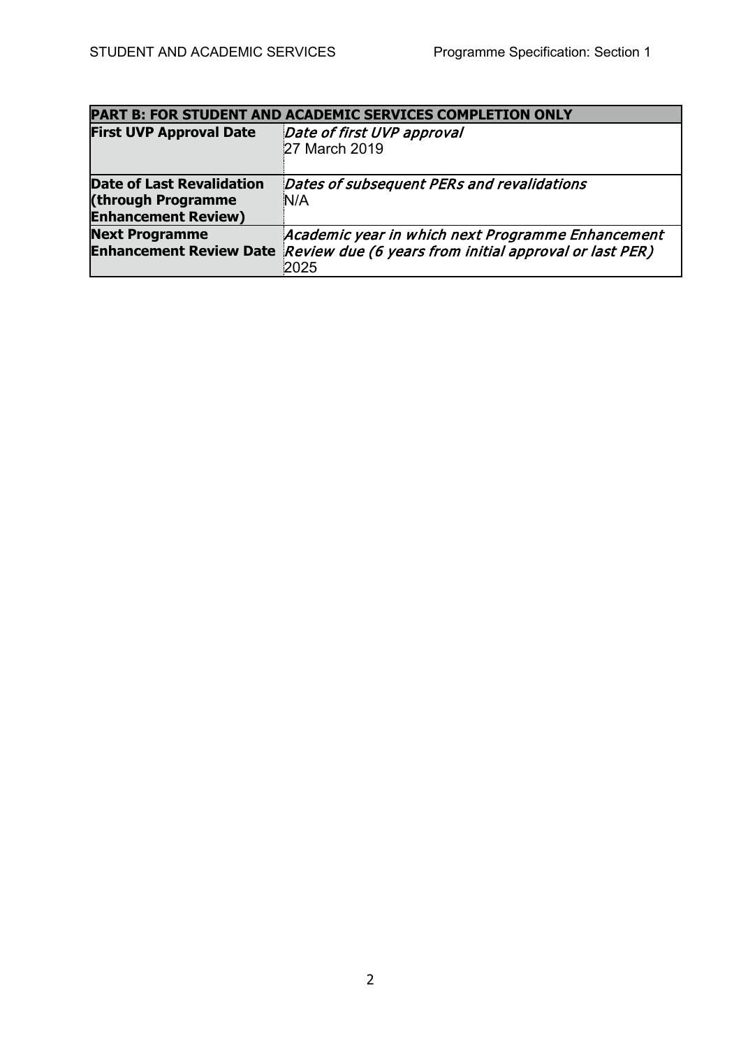| PART B: FOR STUDENT AND ACADEMIC SERVICES COMPLETION ONLY | |
|---|---|
| **First UVP Approval Date** | *Date of first UVP approval*<br>27 March 2019 |
| **Date of Last Revalidation (through Programme Enhancement Review)** | *Dates of subsequent PERs and revalidations*<br>N/A |
| **Next Programme Enhancement Review Date** | *Academic year in which next Programme Enhancement Review due (6 years from initial approval or last PER)*<br>2025 |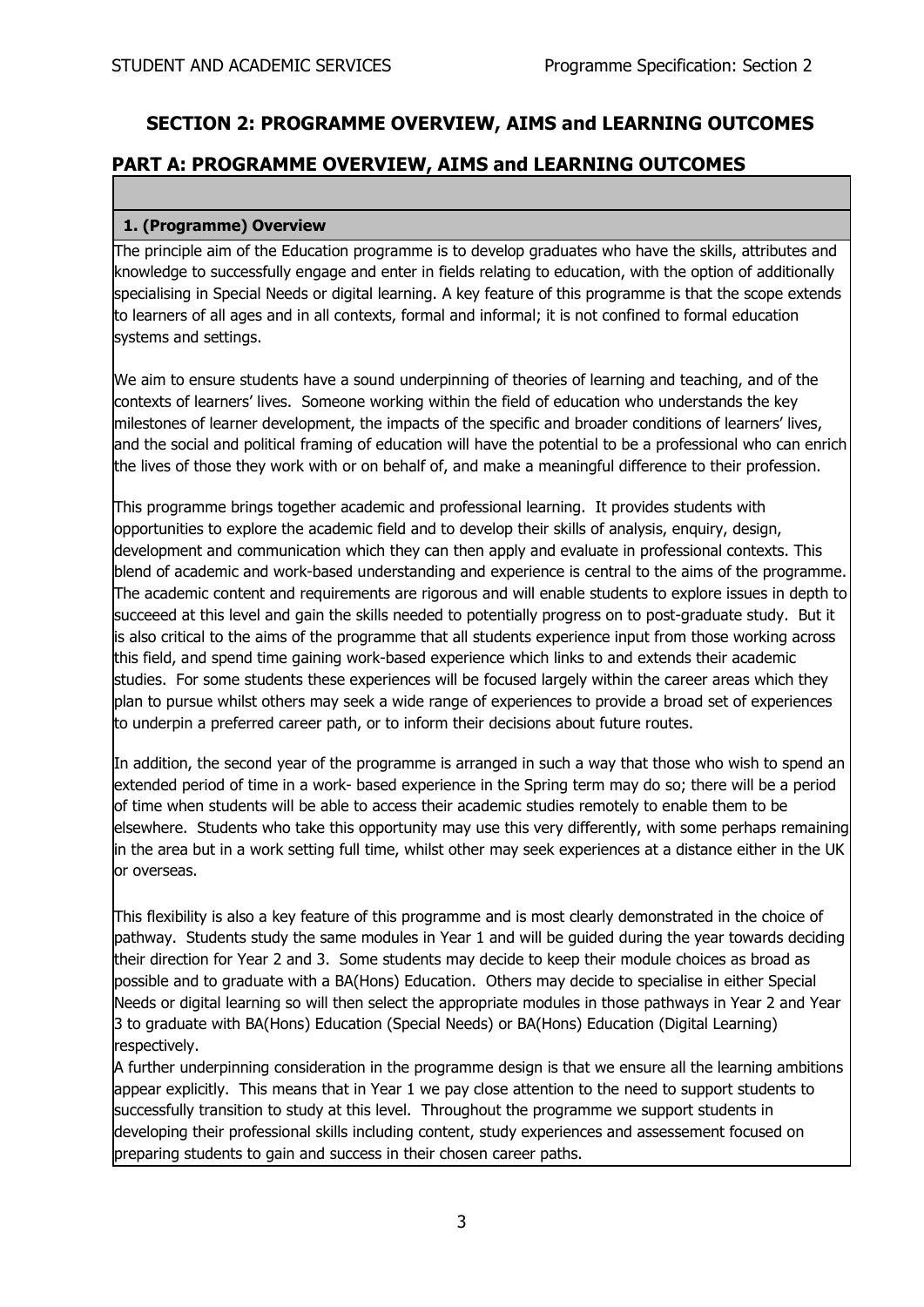## SECTION 2: PROGRAMME OVERVIEW, AIMS and LEARNING OUTCOMES

## PART A: PROGRAMME OVERVIEW, AIMS and LEARNING OUTCOMES

### 1. (Programme) Overview

The principle aim of the Education programme is to develop graduates who have the skills, attributes and knowledge to successfully engage and enter in fields relating to education, with the option of additionally specialising in Special Needs or digital learning. A key feature of this programme is that the scope extends to learners of all ages and in all contexts, formal and informal; it is not confined to formal education systems and settings.

We aim to ensure students have a sound underpinning of theories of learning and teaching, and of the contexts of learners' lives. Someone working within the field of education who understands the key milestones of learner development, the impacts of the specific and broader conditions of learners' lives, and the social and political framing of education will have the potential to be a professional who can enrich the lives of those they work with or on behalf of, and make a meaningful difference to their profession.

This programme brings together academic and professional learning. It provides students with opportunities to explore the academic field and to develop their skills of analysis, enquiry, design, development and communication which they can then apply and evaluate in professional contexts. This blend of academic and work-based understanding and experience is central to the aims of the programme. The academic content and requirements are rigorous and will enable students to explore issues in depth to succeeed at this level and gain the skills needed to potentially progress on to post-graduate study. But it is also critical to the aims of the programme that all students experience input from those working across this field, and spend time gaining work-based experience which links to and extends their academic studies. For some students these experiences will be focused largely within the career areas which they plan to pursue whilst others may seek a wide range of experiences to provide a broad set of experiences to underpin a preferred career path, or to inform their decisions about future routes.

In addition, the second year of the programme is arranged in such a way that those who wish to spend an extended period of time in a work- based experience in the Spring term may do so; there will be a period of time when students will be able to access their academic studies remotely to enable them to be elsewhere. Students who take this opportunity may use this very differently, with some perhaps remaining in the area but in a work setting full time, whilst other may seek experiences at a distance either in the UK or overseas.

This flexibility is also a key feature of this programme and is most clearly demonstrated in the choice of pathway. Students study the same modules in Year 1 and will be guided during the year towards deciding their direction for Year 2 and 3. Some students may decide to keep their module choices as broad as possible and to graduate with a BA(Hons) Education. Others may decide to specialise in either Special Needs or digital learning so will then select the appropriate modules in those pathways in Year 2 and Year 3 to graduate with BA(Hons) Education (Special Needs) or BA(Hons) Education (Digital Learning) respectively.

A further underpinning consideration in the programme design is that we ensure all the learning ambitions appear explicitly. This means that in Year 1 we pay close attention to the need to support students to successfully transition to study at this level. Throughout the programme we support students in developing their professional skills including content, study experiences and assessement focused on preparing students to gain and success in their chosen career paths.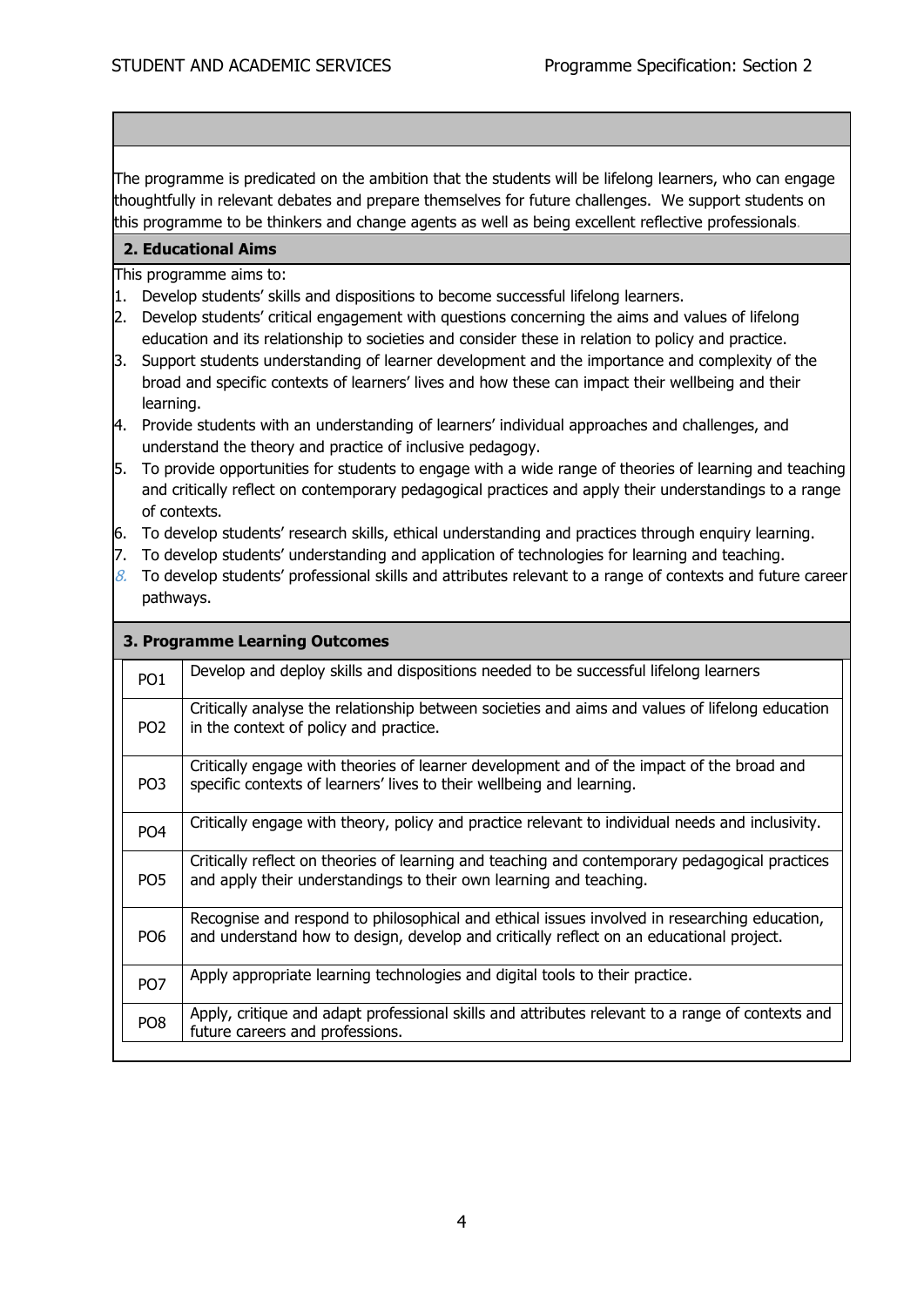The programme is predicated on the ambition that the students will be lifelong learners, who can engage thoughtfully in relevant debates and prepare themselves for future challenges. We support students on this programme to be thinkers and change agents as well as being excellent reflective professionals.

## 2. Educational Aims

This programme aims to:

1. Develop students' skills and dispositions to become successful lifelong learners.
2. Develop students' critical engagement with questions concerning the aims and values of lifelong education and its relationship to societies and consider these in relation to policy and practice.
3. Support students understanding of learner development and the importance and complexity of the broad and specific contexts of learners' lives and how these can impact their wellbeing and their learning.
4. Provide students with an understanding of learners' individual approaches and challenges, and understand the theory and practice of inclusive pedagogy.
5. To provide opportunities for students to engage with a wide range of theories of learning and teaching and critically reflect on contemporary pedagogical practices and apply their understandings to a range of contexts.
6. To develop students' research skills, ethical understanding and practices through enquiry learning.
7. To develop students' understanding and application of technologies for learning and teaching.
8. To develop students' professional skills and attributes relevant to a range of contexts and future career pathways.

## 3. Programme Learning Outcomes

| | |
|---|---|
| PO1 | Develop and deploy skills and dispositions needed to be successful lifelong learners |
| PO2 | Critically analyse the relationship between societies and aims and values of lifelong education in the context of policy and practice. |
| PO3 | Critically engage with theories of learner development and of the impact of the broad and specific contexts of learners' lives to their wellbeing and learning. |
| PO4 | Critically engage with theory, policy and practice relevant to individual needs and inclusivity. |
| PO5 | Critically reflect on theories of learning and teaching and contemporary pedagogical practices and apply their understandings to their own learning and teaching. |
| PO6 | Recognise and respond to philosophical and ethical issues involved in researching education, and understand how to design, develop and critically reflect on an educational project. |
| PO7 | Apply appropriate learning technologies and digital tools to their practice. |
| PO8 | Apply, critique and adapt professional skills and attributes relevant to a range of contexts and future careers and professions. |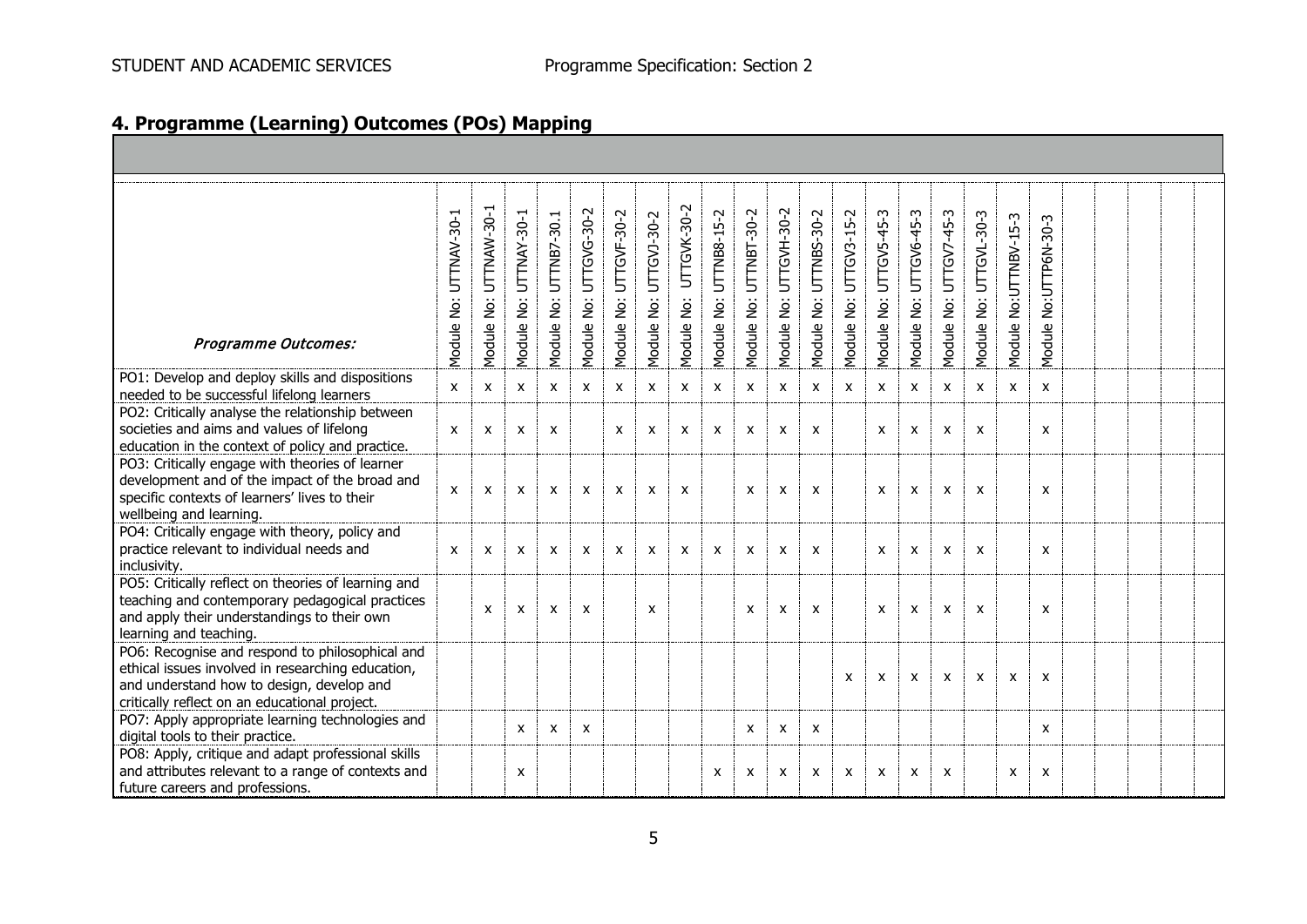## 4. Programme (Learning) Outcomes (POs) Mapping

| *Programme Outcomes:* | Module No: UTTNAV-30-1 | Module No: UTTNAW-30-1 | Module No: UTTNAY-30-1 | Module No: UTTNB7-30.1 | Module No: UTTGVG-30-2 | Module No: UTTGVF-30-2 | Module No: UTTGVJ-30-2 | Module No: UTTGVK-30-2 | Module No: UTTNB8-15-2 | Module No: UTTNBT-30-2 | Module No: UTTGVH-30-2 | Module No: UTTNBS-30-2 | Module No: UTTGV3-15-2 | Module No: UTTGV5-45-3 | Module No: UTTGV6-45-3 | Module No: UTTGV7-45-3 | Module No: UTTGVL-30-3 | Module No:UTTNBV-15-3 | Module No:UTTP6N-30-3 | | | | | |
|---|---|---|---|---|---|---|---|---|---|---|---|---|---|---|---|---|---|---|---|---|---|---|---|---|
| PO1: Develop and deploy skills and dispositions needed to be successful lifelong learners | x | x | x | x | x | x | x | x | x | x | x | x | x | x | x | x | x | x | x | | | | | |
| PO2: Critically analyse the relationship between societies and aims and values of lifelong education in the context of policy and practice. | x | x | x | x | | x | x | x | x | x | x | x | | x | x | x | x | | x | | | | | |
| PO3: Critically engage with theories of learner development and of the impact of the broad and specific contexts of learners' lives to their wellbeing and learning. | x | x | x | x | x | x | x | x | | x | x | x | | x | x | x | x | | x | | | | | |
| PO4: Critically engage with theory, policy and practice relevant to individual needs and inclusivity. | x | x | x | x | x | x | x | x | x | x | x | x | | x | x | x | x | | x | | | | | |
| PO5: Critically reflect on theories of learning and teaching and contemporary pedagogical practices and apply their understandings to their own learning and teaching. | | x | x | x | x | | x | | | x | x | x | | x | x | x | x | | x | | | | | |
| PO6: Recognise and respond to philosophical and ethical issues involved in researching education, and understand how to design, develop and critically reflect on an educational project. | | | | | | | | | | | | | x | x | x | x | x | x | x | | | | | |
| PO7: Apply appropriate learning technologies and digital tools to their practice. | | | x | x | x | | | | | x | x | x | | | | | | | x | | | | | |
| PO8: Apply, critique and adapt professional skills and attributes relevant to a range of contexts and future careers and professions. | | | x | | | | | | x | x | x | x | x | x | x | x | | x | x | | | | | |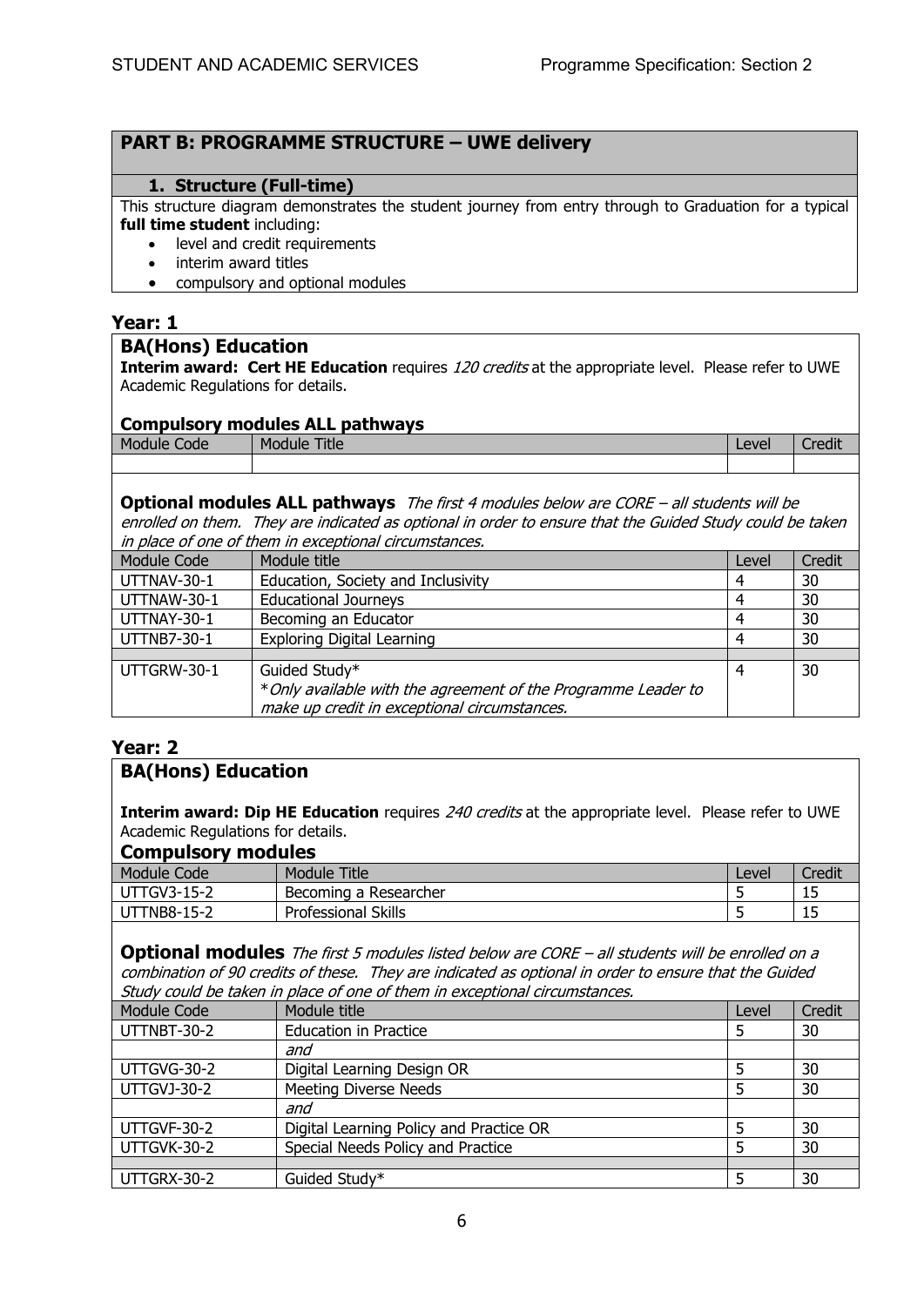## PART B: PROGRAMME STRUCTURE – UWE delivery

### 1. Structure (Full-time)

This structure diagram demonstrates the student journey from entry through to Graduation for a typical **full time student** including:

- level and credit requirements
- interim award titles
- compulsory and optional modules

### Year: 1

**BA(Hons) Education**

**Interim award: Cert HE Education** requires *120 credits* at the appropriate level. Please refer to UWE Academic Regulations for details.

**Compulsory modules ALL pathways**

| Module Code | Module Title | Level | Credit |
|---|---|---|---|
| | | | |

**Optional modules ALL pathways** *The first 4 modules below are CORE – all students will be enrolled on them. They are indicated as optional in order to ensure that the Guided Study could be taken in place of one of them in exceptional circumstances.*

| Module Code | Module title | Level | Credit |
|---|---|---|---|
| UTTNAV-30-1 | Education, Society and Inclusivity | 4 | 30 |
| UTTNAW-30-1 | Educational Journeys | 4 | 30 |
| UTTNAY-30-1 | Becoming an Educator | 4 | 30 |
| UTTNB7-30-1 | Exploring Digital Learning | 4 | 30 |
| | | | |
| UTTGRW-30-1 | Guided Study* <br> **Only available with the agreement of the Programme Leader to make up credit in exceptional circumstances.* | 4 | 30 |

### Year: 2

**BA(Hons) Education**

**Interim award: Dip HE Education** requires *240 credits* at the appropriate level. Please refer to UWE Academic Regulations for details.

**Compulsory modules**

| Module Code | Module Title | Level | Credit |
|---|---|---|---|
| UTTGV3-15-2 | Becoming a Researcher | 5 | 15 |
| UTTNB8-15-2 | Professional Skills | 5 | 15 |

**Optional modules** *The first 5 modules listed below are CORE – all students will be enrolled on a combination of 90 credits of these. They are indicated as optional in order to ensure that the Guided Study could be taken in place of one of them in exceptional circumstances.*

| Module Code | Module title | Level | Credit |
|---|---|---|---|
| UTTNBT-30-2 | Education in Practice | 5 | 30 |
| | *and* | | |
| UTTGVG-30-2 | Digital Learning Design OR | 5 | 30 |
| UTTGVJ-30-2 | Meeting Diverse Needs | 5 | 30 |
| | *and* | | |
| UTTGVF-30-2 | Digital Learning Policy and Practice OR | 5 | 30 |
| UTTGVK-30-2 | Special Needs Policy and Practice | 5 | 30 |
| | | | |
| UTTGRX-30-2 | Guided Study* | 5 | 30 |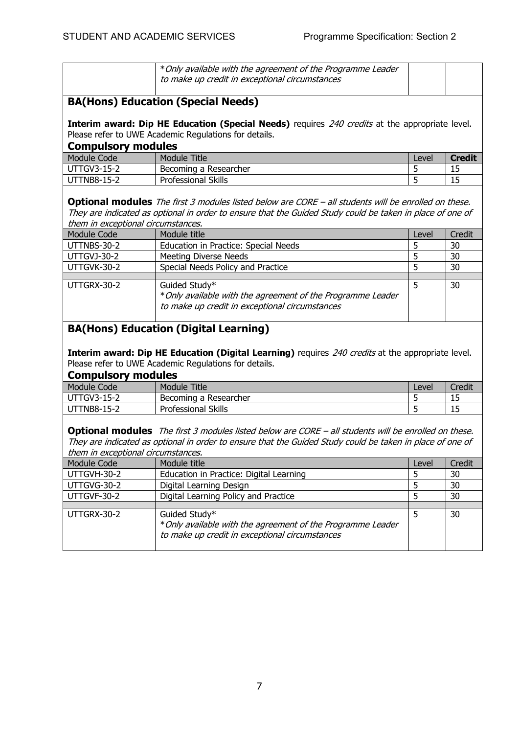| | *Only available with the agreement of the Programme Leader to make up credit in exceptional circumstances* | | |
|---|---|---|---|

## BA(Hons) Education (Special Needs)

**Interim award: Dip HE Education (Special Needs)** requires *240 credits* at the appropriate level. Please refer to UWE Academic Regulations for details.

### Compulsory modules

| Module Code | Module Title | Level | **Credit** |
|---|---|---|---|
| UTTGV3-15-2 | Becoming a Researcher | 5 | 15 |
| UTTNB8-15-2 | Professional Skills | 5 | 15 |

**Optional modules** *The first 3 modules listed below are CORE – all students will be enrolled on these. They are indicated as optional in order to ensure that the Guided Study could be taken in place of one of them in exceptional circumstances.*

| Module Code | Module title | Level | Credit |
|---|---|---|---|
| UTTNBS-30-2 | Education in Practice: Special Needs | 5 | 30 |
| UTTGVJ-30-2 | Meeting Diverse Needs | 5 | 30 |
| UTTGVK-30-2 | Special Needs Policy and Practice | 5 | 30 |
| | | | |
| UTTGRX-30-2 | Guided Study* *Only available with the agreement of the Programme Leader to make up credit in exceptional circumstances* | 5 | 30 |

## BA(Hons) Education (Digital Learning)

**Interim award: Dip HE Education (Digital Learning)** requires *240 credits* at the appropriate level. Please refer to UWE Academic Regulations for details.

### Compulsory modules

| Module Code | Module Title | Level | Credit |
|---|---|---|---|
| UTTGV3-15-2 | Becoming a Researcher | 5 | 15 |
| UTTNB8-15-2 | Professional Skills | 5 | 15 |

**Optional modules** *The first 3 modules listed below are CORE – all students will be enrolled on these. They are indicated as optional in order to ensure that the Guided Study could be taken in place of one of them in exceptional circumstances.*

| Module Code | Module title | Level | Credit |
|---|---|---|---|
| UTTGVH-30-2 | Education in Practice: Digital Learning | 5 | 30 |
| UTTGVG-30-2 | Digital Learning Design | 5 | 30 |
| UTTGVF-30-2 | Digital Learning Policy and Practice | 5 | 30 |
| | | | |
| UTTGRX-30-2 | Guided Study* *Only available with the agreement of the Programme Leader to make up credit in exceptional circumstances* | 5 | 30 |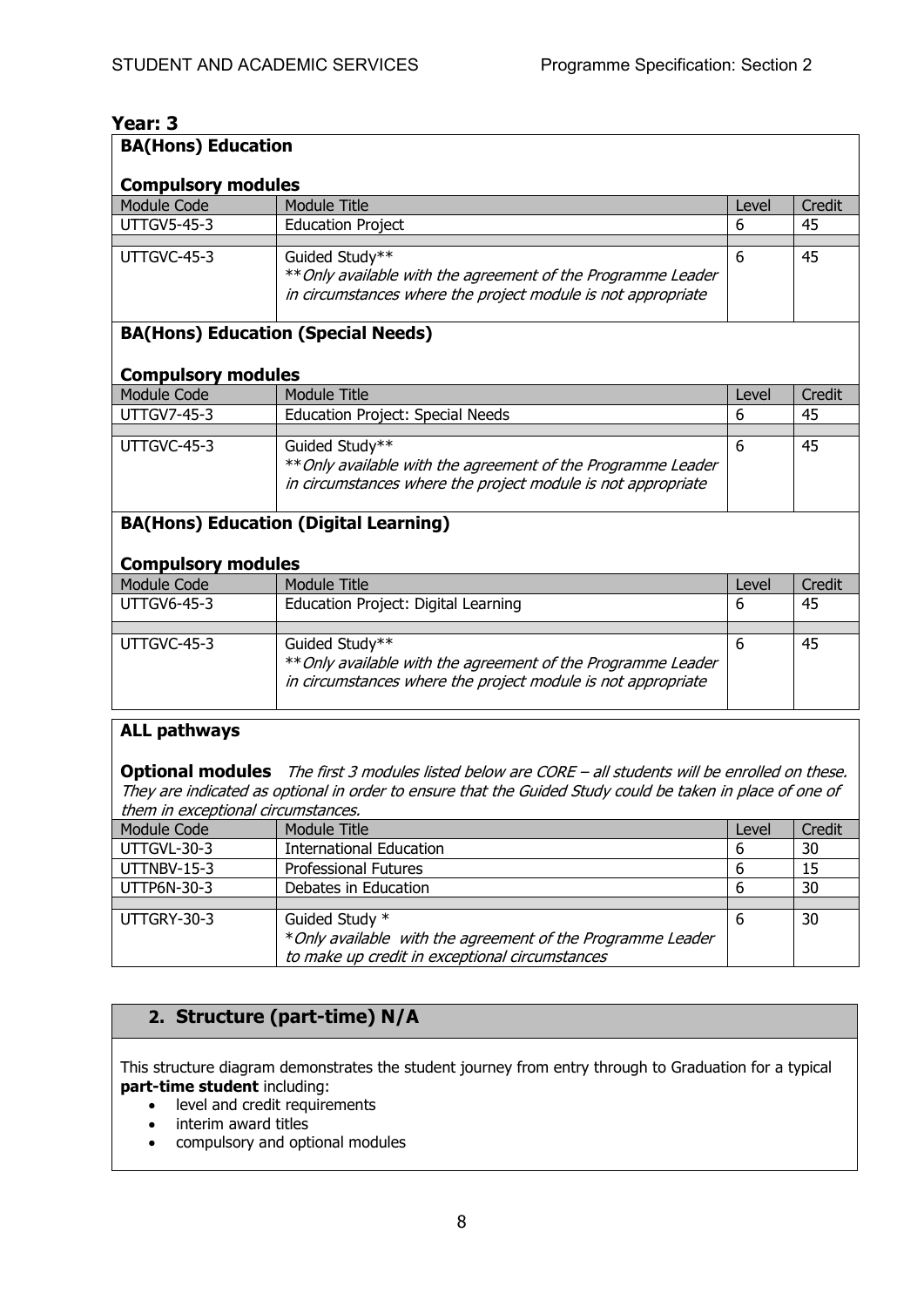## Year: 3

### BA(Hons) Education

**Compulsory modules**

| Module Code | Module Title | Level | Credit |
|---|---|---|---|
| UTTGV5-45-3 | Education Project | 6 | 45 |
| | | | |
| UTTGVC-45-3 | Guided Study** <br> ***Only available with the agreement of the Programme Leader in circumstances where the project module is not appropriate* | 6 | 45 |

### BA(Hons) Education (Special Needs)

**Compulsory modules**

| Module Code | Module Title | Level | Credit |
|---|---|---|---|
| UTTGV7-45-3 | Education Project: Special Needs | 6 | 45 |
| | | | |
| UTTGVC-45-3 | Guided Study** <br> ***Only available with the agreement of the Programme Leader in circumstances where the project module is not appropriate* | 6 | 45 |

### BA(Hons) Education (Digital Learning)

**Compulsory modules**

| Module Code | Module Title | Level | Credit |
|---|---|---|---|
| UTTGV6-45-3 | Education Project: Digital Learning | 6 | 45 |
| | | | |
| UTTGVC-45-3 | Guided Study** <br> ***Only available with the agreement of the Programme Leader in circumstances where the project module is not appropriate* | 6 | 45 |

### ALL pathways

**Optional modules** *The first 3 modules listed below are CORE – all students will be enrolled on these. They are indicated as optional in order to ensure that the Guided Study could be taken in place of one of them in exceptional circumstances.*

| Module Code | Module Title | Level | Credit |
|---|---|---|---|
| UTTGVL-30-3 | International Education | 6 | 30 |
| UTTNBV-15-3 | Professional Futures | 6 | 15 |
| UTTP6N-30-3 | Debates in Education | 6 | 30 |
| | | | |
| UTTGRY-30-3 | Guided Study * <br> **Only available with the agreement of the Programme Leader to make up credit in exceptional circumstances* | 6 | 30 |

## 2. Structure (part-time) N/A

This structure diagram demonstrates the student journey from entry through to Graduation for a typical **part-time student** including:

- level and credit requirements
- interim award titles
- compulsory and optional modules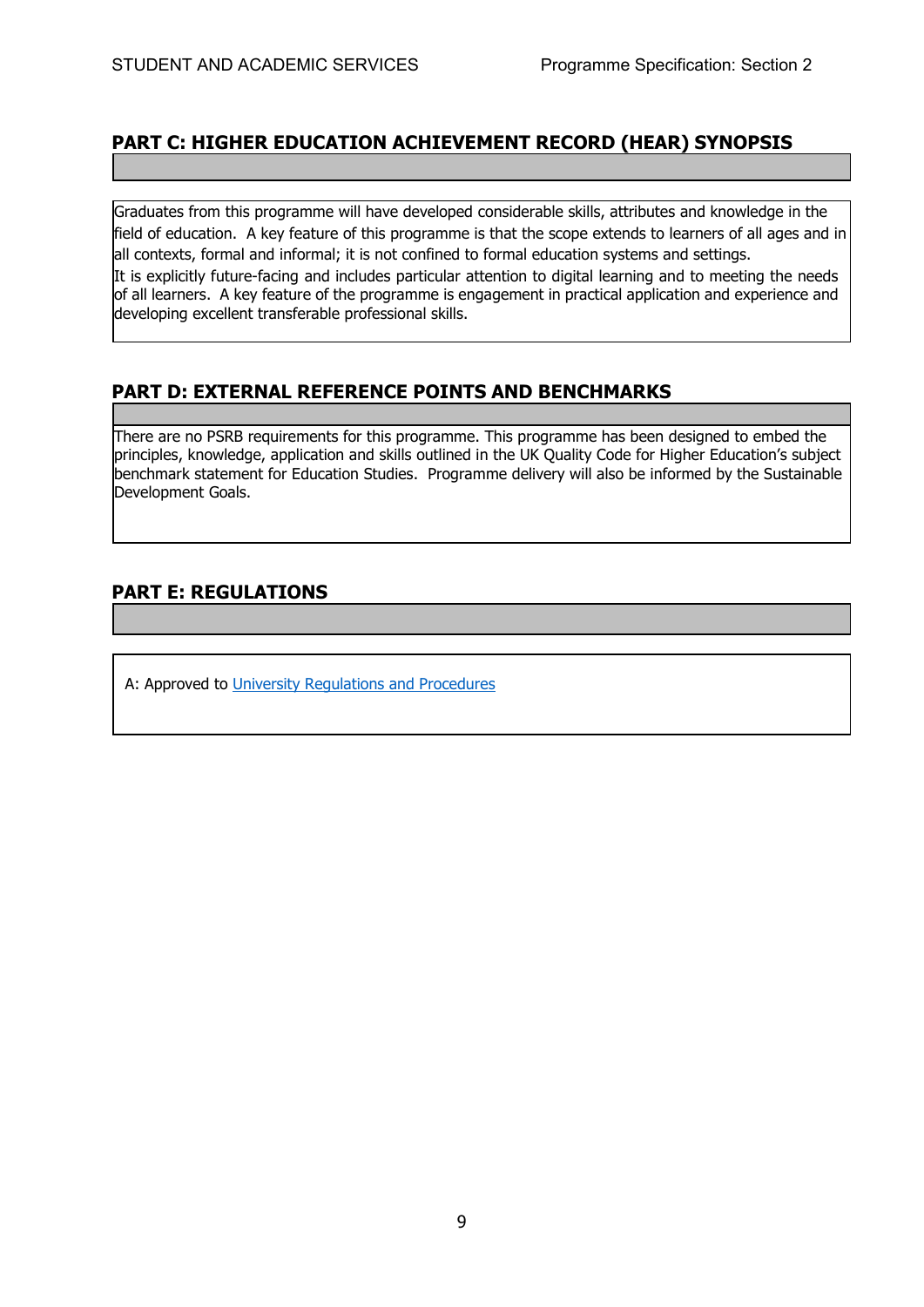## PART C: HIGHER EDUCATION ACHIEVEMENT RECORD (HEAR) SYNOPSIS

Graduates from this programme will have developed considerable skills, attributes and knowledge in the field of education. A key feature of this programme is that the scope extends to learners of all ages and in all contexts, formal and informal; it is not confined to formal education systems and settings.
It is explicitly future-facing and includes particular attention to digital learning and to meeting the needs of all learners. A key feature of the programme is engagement in practical application and experience and developing excellent transferable professional skills.

## PART D: EXTERNAL REFERENCE POINTS AND BENCHMARKS

There are no PSRB requirements for this programme. This programme has been designed to embed the principles, knowledge, application and skills outlined in the UK Quality Code for Higher Education's subject benchmark statement for Education Studies. Programme delivery will also be informed by the Sustainable Development Goals.

## PART E: REGULATIONS

A: Approved to University Regulations and Procedures